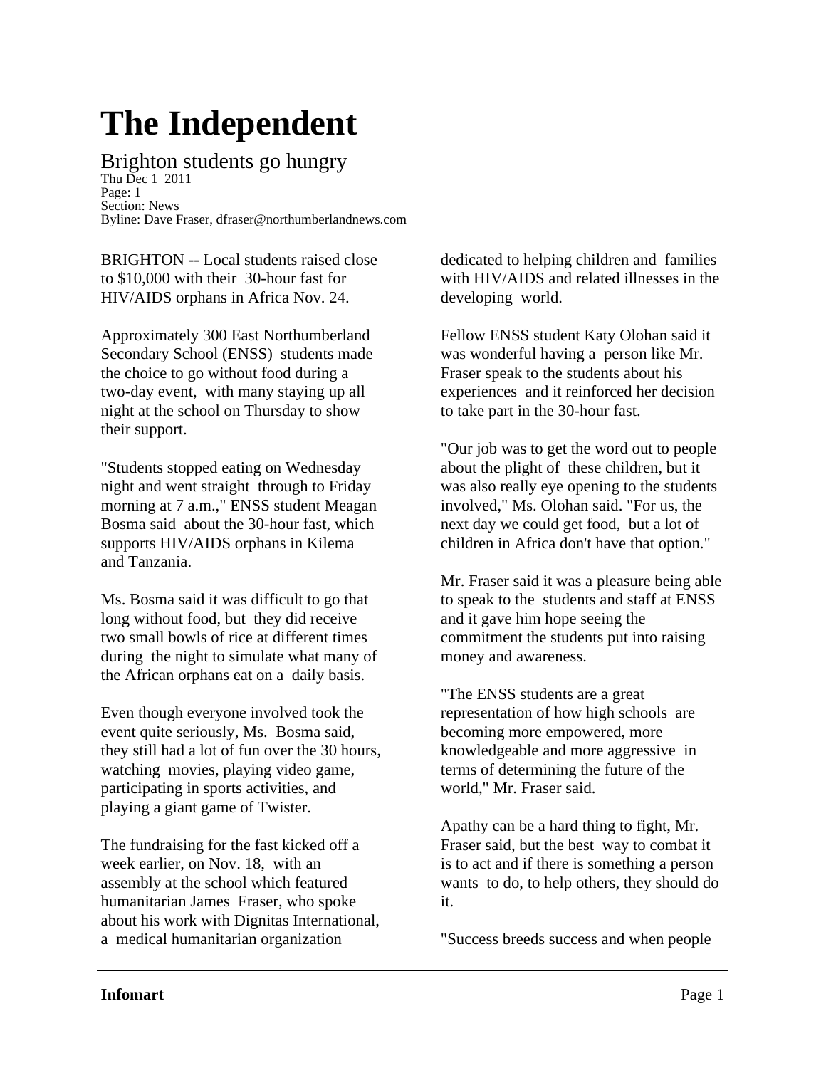# The Independent

## Brighton students go hungry

Thu Dec 1 2011
Page: 1
Section: News
Byline: Dave Fraser, dfraser@northumberlandnews.com

BRIGHTON -- Local students raised close to $10,000 with their 30-hour fast for HIV/AIDS orphans in Africa Nov. 24.

Approximately 300 East Northumberland Secondary School (ENSS) students made the choice to go without food during a two-day event, with many staying up all night at the school on Thursday to show their support.

"Students stopped eating on Wednesday night and went straight through to Friday morning at 7 a.m.," ENSS student Meagan Bosma said about the 30-hour fast, which supports HIV/AIDS orphans in Kilema and Tanzania.

Ms. Bosma said it was difficult to go that long without food, but they did receive two small bowls of rice at different times during the night to simulate what many of the African orphans eat on a daily basis.

Even though everyone involved took the event quite seriously, Ms. Bosma said, they still had a lot of fun over the 30 hours, watching movies, playing video game, participating in sports activities, and playing a giant game of Twister.

The fundraising for the fast kicked off a week earlier, on Nov. 18, with an assembly at the school which featured humanitarian James Fraser, who spoke about his work with Dignitas International, a medical humanitarian organization dedicated to helping children and families with HIV/AIDS and related illnesses in the developing world.

Fellow ENSS student Katy Olohan said it was wonderful having a person like Mr. Fraser speak to the students about his experiences and it reinforced her decision to take part in the 30-hour fast.

"Our job was to get the word out to people about the plight of these children, but it was also really eye opening to the students involved," Ms. Olohan said. "For us, the next day we could get food, but a lot of children in Africa don't have that option."

Mr. Fraser said it was a pleasure being able to speak to the students and staff at ENSS and it gave him hope seeing the commitment the students put into raising money and awareness.

"The ENSS students are a great representation of how high schools are becoming more empowered, more knowledgeable and more aggressive in terms of determining the future of the world," Mr. Fraser said.

Apathy can be a hard thing to fight, Mr. Fraser said, but the best way to combat it is to act and if there is something a person wants to do, to help others, they should do it.

"Success breeds success and when people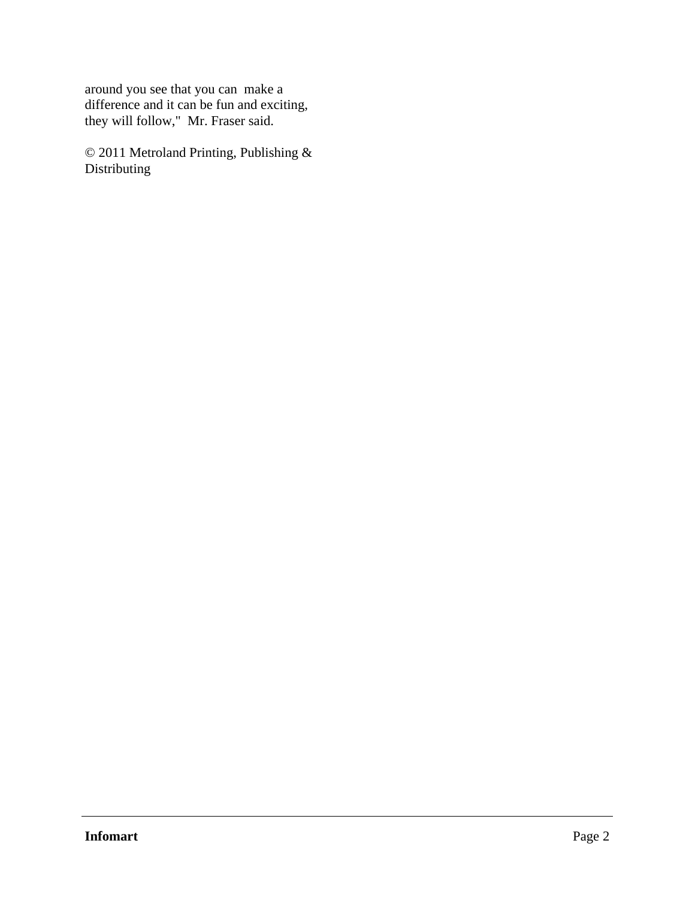around you see that you can make a difference and it can be fun and exciting, they will follow," Mr. Fraser said.

© 2011 Metroland Printing, Publishing & Distributing